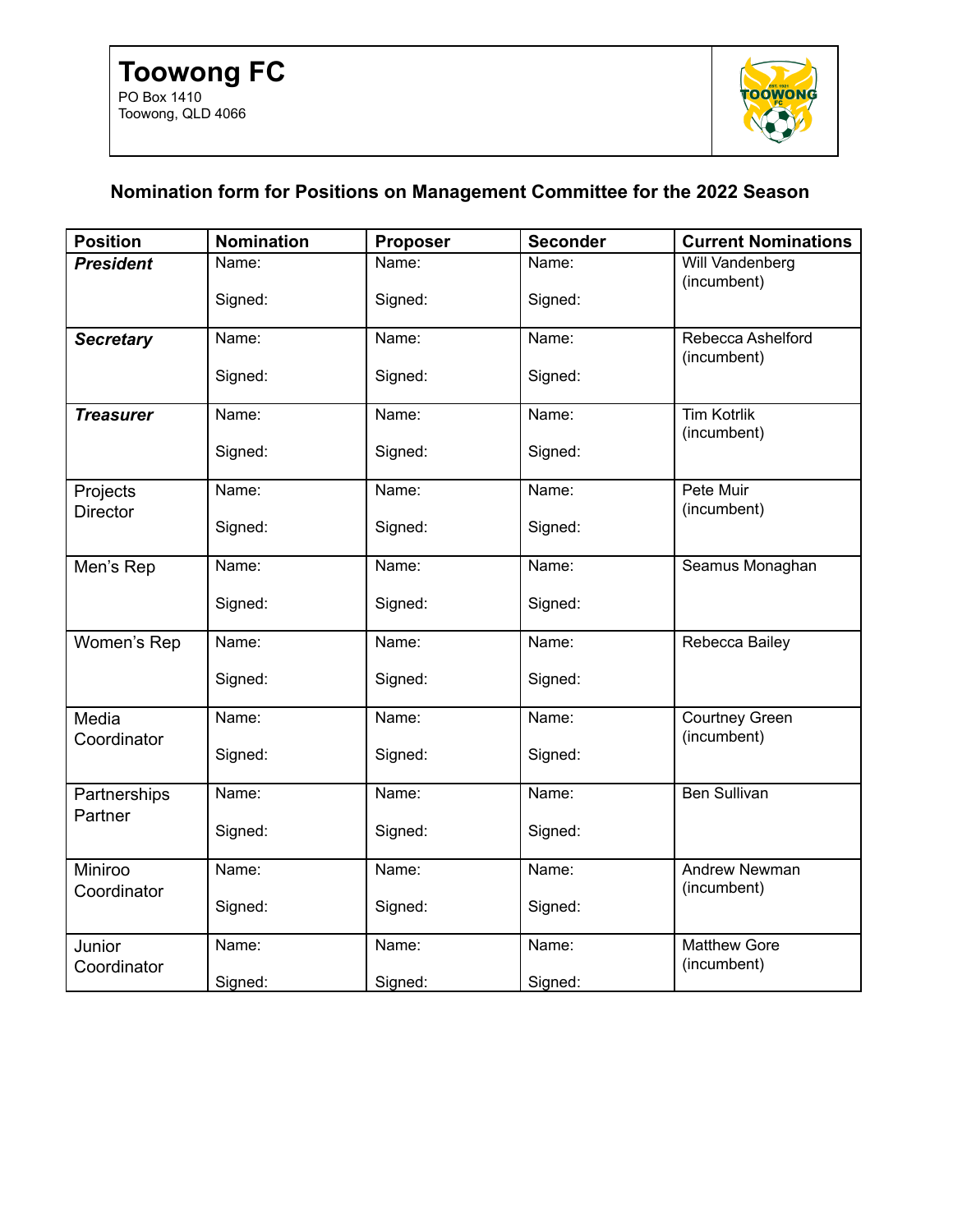# Toowong FC

PO Box 1410
Toowong, QLD 4066

## Nomination form for Positions on Management Committee for the 2022 Season

| Position | Nomination | Proposer | Seconder | Current Nominations |
|---|---|---|---|---|
| ***President*** | Name:<br><br>Signed: | Name:<br><br>Signed: | Name:<br><br>Signed: | Will Vandenberg (incumbent) |
| ***Secretary*** | Name:<br><br>Signed: | Name:<br><br>Signed: | Name:<br><br>Signed: | Rebecca Ashelford (incumbent) |
| ***Treasurer*** | Name:<br><br>Signed: | Name:<br><br>Signed: | Name:<br><br>Signed: | Tim Kotrlik (incumbent) |
| Projects Director | Name:<br><br>Signed: | Name:<br><br>Signed: | Name:<br><br>Signed: | Pete Muir (incumbent) |
| Men's Rep | Name:<br><br>Signed: | Name:<br><br>Signed: | Name:<br><br>Signed: | Seamus Monaghan |
| Women's Rep | Name:<br><br>Signed: | Name:<br><br>Signed: | Name:<br><br>Signed: | Rebecca Bailey |
| Media Coordinator | Name:<br><br>Signed: | Name:<br><br>Signed: | Name:<br><br>Signed: | Courtney Green (incumbent) |
| Partnerships Partner | Name:<br><br>Signed: | Name:<br><br>Signed: | Name:<br><br>Signed: | Ben Sullivan |
| Miniroo Coordinator | Name:<br><br>Signed: | Name:<br><br>Signed: | Name:<br><br>Signed: | Andrew Newman (incumbent) |
| Junior Coordinator | Name:<br><br>Signed: | Name:<br><br>Signed: | Name:<br><br>Signed: | Matthew Gore (incumbent) |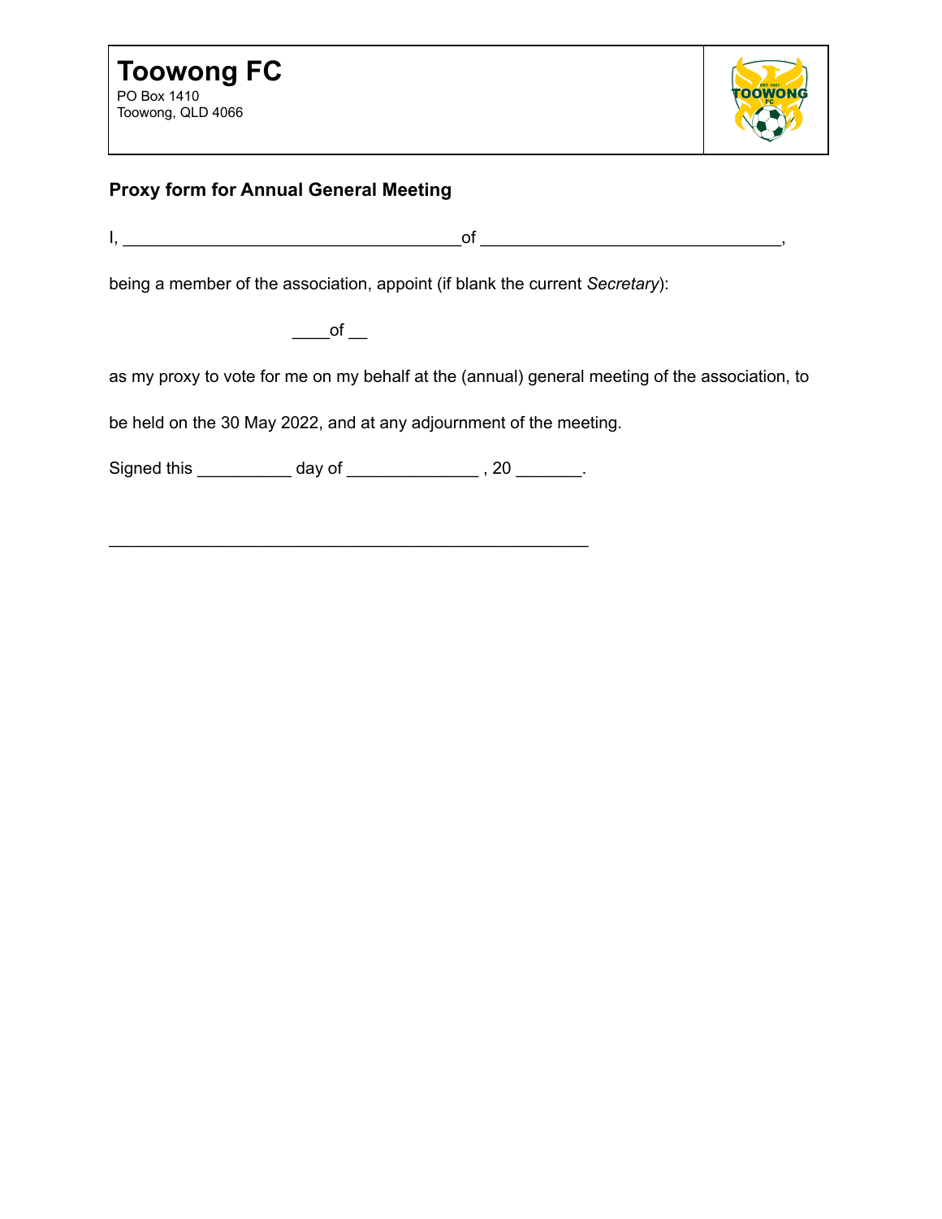# Toowong FC

PO Box 1410
Toowong, QLD 4066

## Proxy form for Annual General Meeting

I, ___________________________________of _______________________________,

being a member of the association, appoint (if blank the current *Secretary*):

____of __

as my proxy to vote for me on my behalf at the (annual) general meeting of the association, to be held on the 30 May 2022, and at any adjournment of the meeting.

Signed this __________ day of ______________ , 20 _______.

__________________________________________________